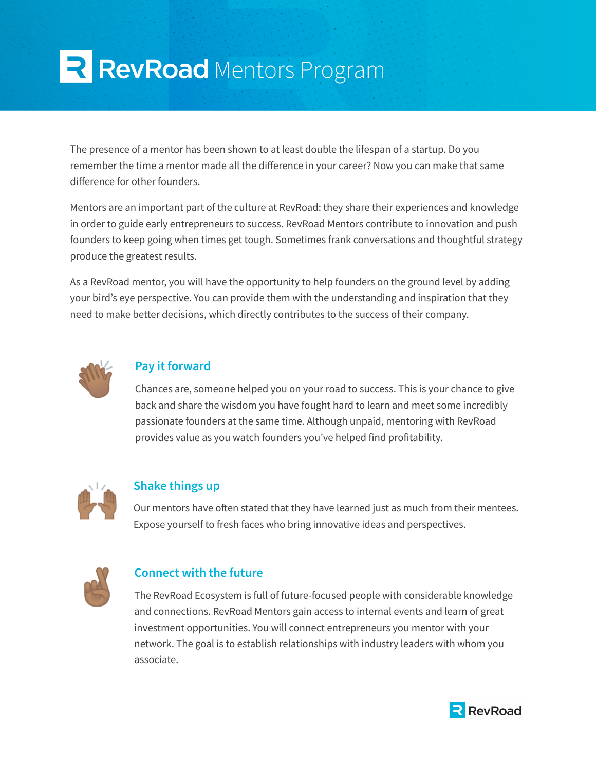# RevRoad Mentors Program

The presence of a mentor has been shown to at least double the lifespan of a startup. Do you remember the time a mentor made all the difference in your career? Now you can make that same difference for other founders.

Mentors are an important part of the culture at RevRoad: they share their experiences and knowledge in order to guide early entrepreneurs to success. RevRoad Mentors contribute to innovation and push founders to keep going when times get tough. Sometimes frank conversations and thoughtful strategy produce the greatest results.

As a RevRoad mentor, you will have the opportunity to help founders on the ground level by adding your bird's eye perspective. You can provide them with the understanding and inspiration that they need to make better decisions, which directly contributes to the success of their company.

## Pay it forward

Chances are, someone helped you on your road to success. This is your chance to give back and share the wisdom you have fought hard to learn and meet some incredibly passionate founders at the same time. Although unpaid, mentoring with RevRoad provides value as you watch founders you've helped find profitability.

## Shake things up

Our mentors have often stated that they have learned just as much from their mentees. Expose yourself to fresh faces who bring innovative ideas and perspectives.

## Connect with the future

The RevRoad Ecosystem is full of future-focused people with considerable knowledge and connections. RevRoad Mentors gain access to internal events and learn of great investment opportunities. You will connect entrepreneurs you mentor with your network. The goal is to establish relationships with industry leaders with whom you associate.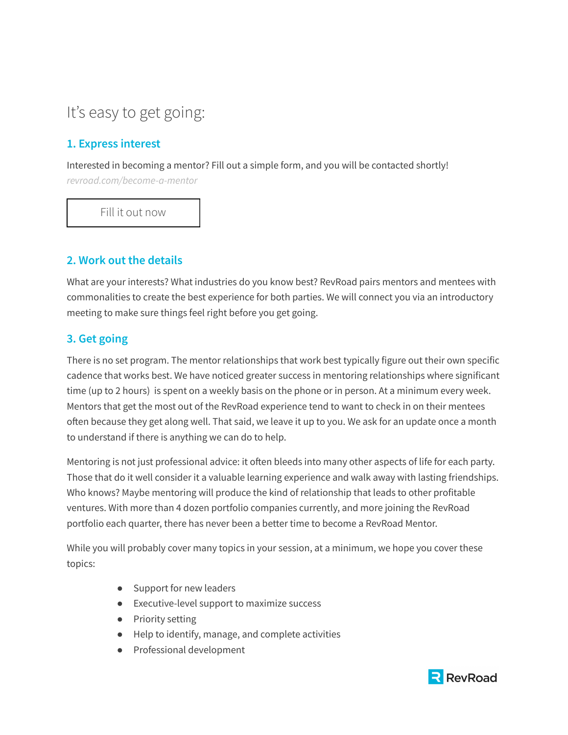## It's easy to get going:

### 1. Express interest

Interested in becoming a mentor? Fill out a simple form, and you will be contacted shortly!

*revroad.com/become-a-mentor*

Fill it out now

### 2. Work out the details

What are your interests? What industries do you know best? RevRoad pairs mentors and mentees with commonalities to create the best experience for both parties. We will connect you via an introductory meeting to make sure things feel right before you get going.

### 3. Get going

There is no set program. The mentor relationships that work best typically figure out their own specific cadence that works best. We have noticed greater success in mentoring relationships where significant time (up to 2 hours) is spent on a weekly basis on the phone or in person. At a minimum every week. Mentors that get the most out of the RevRoad experience tend to want to check in on their mentees often because they get along well. That said, we leave it up to you. We ask for an update once a month to understand if there is anything we can do to help.

Mentoring is not just professional advice: it often bleeds into many other aspects of life for each party. Those that do it well consider it a valuable learning experience and walk away with lasting friendships. Who knows? Maybe mentoring will produce the kind of relationship that leads to other profitable ventures. With more than 4 dozen portfolio companies currently, and more joining the RevRoad portfolio each quarter, there has never been a better time to become a RevRoad Mentor.

While you will probably cover many topics in your session, at a minimum, we hope you cover these topics:

- Support for new leaders
- Executive-level support to maximize success
- Priority setting
- Help to identify, manage, and complete activities
- Professional development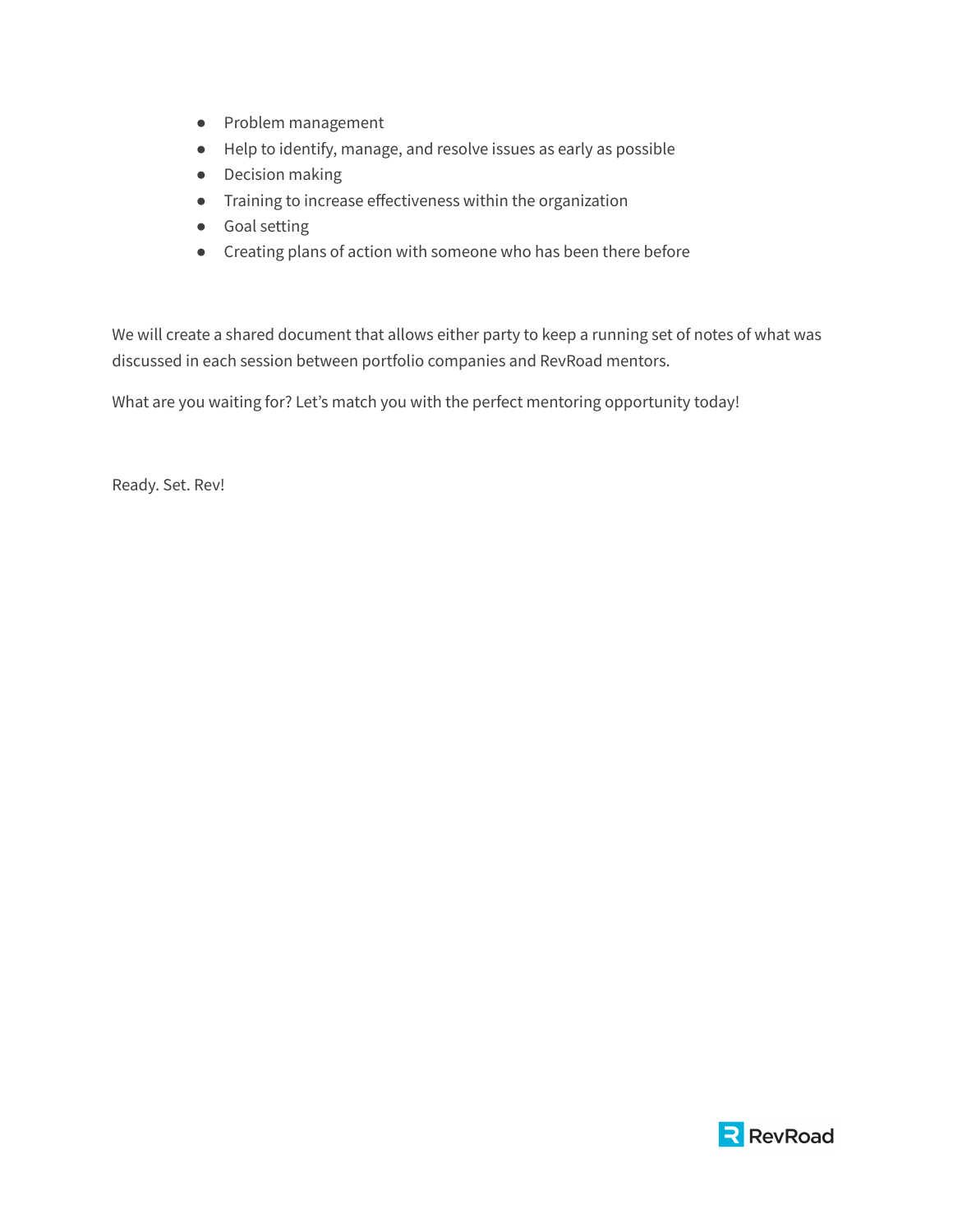- Problem management
- Help to identify, manage, and resolve issues as early as possible
- Decision making
- Training to increase effectiveness within the organization
- Goal setting
- Creating plans of action with someone who has been there before

We will create a shared document that allows either party to keep a running set of notes of what was discussed in each session between portfolio companies and RevRoad mentors.

What are you waiting for? Let's match you with the perfect mentoring opportunity today!

Ready. Set. Rev!